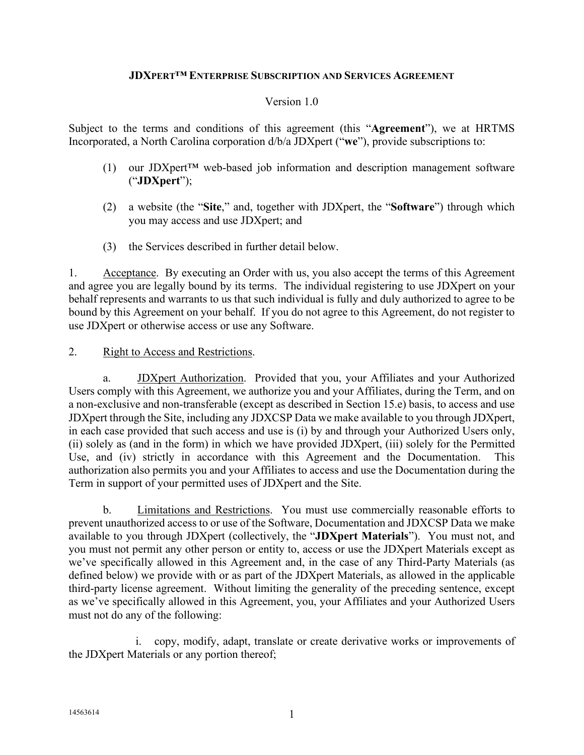# JDXpert™ Enterprise Subscription and Services Agreement

Version 1.0

Subject to the terms and conditions of this agreement (this "**Agreement**"), we at HRTMS Incorporated, a North Carolina corporation d/b/a JDXpert ("**we**"), provide subscriptions to:

(1) our JDXpert™ web-based job information and description management software ("**JDXpert**");

(2) a website (the "**Site**," and, together with JDXpert, the "**Software**") through which you may access and use JDXpert; and

(3) the Services described in further detail below.

1. Acceptance. By executing an Order with us, you also accept the terms of this Agreement and agree you are legally bound by its terms. The individual registering to use JDXpert on your behalf represents and warrants to us that such individual is fully and duly authorized to agree to be bound by this Agreement on your behalf. If you do not agree to this Agreement, do not register to use JDXpert or otherwise access or use any Software.

2. Right to Access and Restrictions.

a. JDXpert Authorization. Provided that you, your Affiliates and your Authorized Users comply with this Agreement, we authorize you and your Affiliates, during the Term, and on a non-exclusive and non-transferable (except as described in Section 15.e) basis, to access and use JDXpert through the Site, including any JDXCSP Data we make available to you through JDXpert, in each case provided that such access and use is (i) by and through your Authorized Users only, (ii) solely as (and in the form) in which we have provided JDXpert, (iii) solely for the Permitted Use, and (iv) strictly in accordance with this Agreement and the Documentation. This authorization also permits you and your Affiliates to access and use the Documentation during the Term in support of your permitted uses of JDXpert and the Site.

b. Limitations and Restrictions. You must use commercially reasonable efforts to prevent unauthorized access to or use of the Software, Documentation and JDXCSP Data we make available to you through JDXpert (collectively, the "**JDXpert Materials**"). You must not, and you must not permit any other person or entity to, access or use the JDXpert Materials except as we've specifically allowed in this Agreement and, in the case of any Third-Party Materials (as defined below) we provide with or as part of the JDXpert Materials, as allowed in the applicable third-party license agreement. Without limiting the generality of the preceding sentence, except as we've specifically allowed in this Agreement, you, your Affiliates and your Authorized Users must not do any of the following:

i. copy, modify, adapt, translate or create derivative works or improvements of the JDXpert Materials or any portion thereof;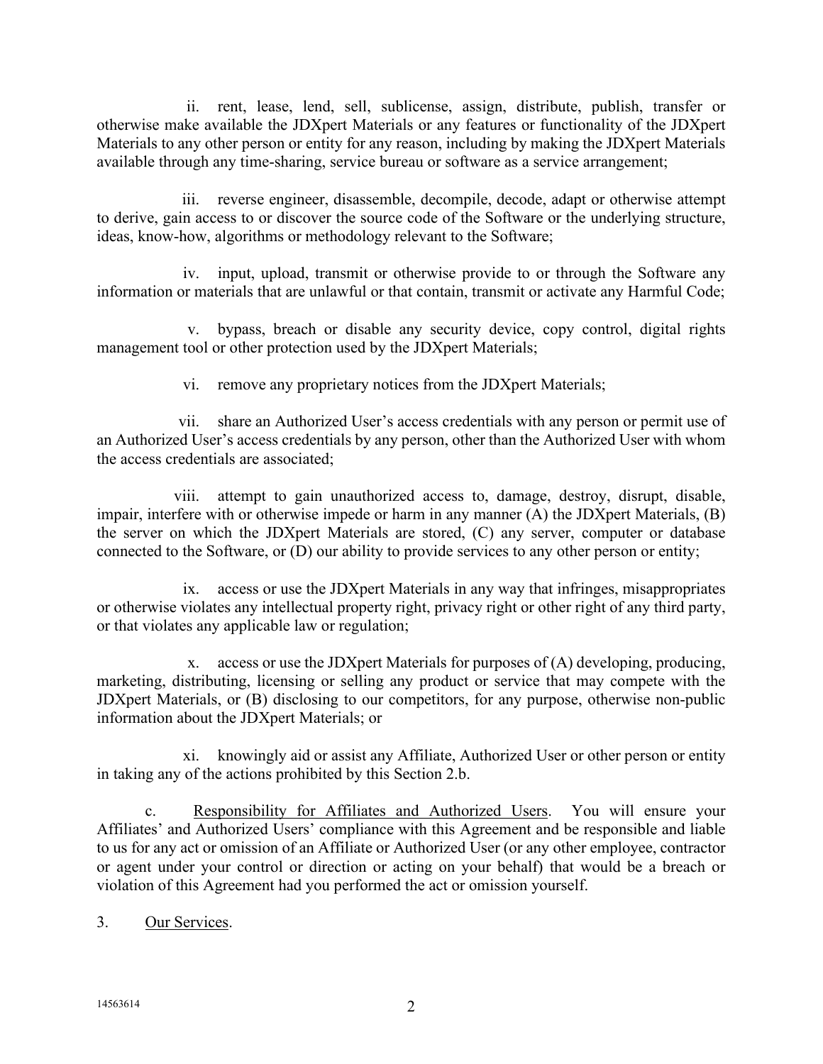ii. rent, lease, lend, sell, sublicense, assign, distribute, publish, transfer or otherwise make available the JDXpert Materials or any features or functionality of the JDXpert Materials to any other person or entity for any reason, including by making the JDXpert Materials available through any time-sharing, service bureau or software as a service arrangement;

iii. reverse engineer, disassemble, decompile, decode, adapt or otherwise attempt to derive, gain access to or discover the source code of the Software or the underlying structure, ideas, know-how, algorithms or methodology relevant to the Software;

iv. input, upload, transmit or otherwise provide to or through the Software any information or materials that are unlawful or that contain, transmit or activate any Harmful Code;

v. bypass, breach or disable any security device, copy control, digital rights management tool or other protection used by the JDXpert Materials;

vi. remove any proprietary notices from the JDXpert Materials;

vii. share an Authorized User's access credentials with any person or permit use of an Authorized User's access credentials by any person, other than the Authorized User with whom the access credentials are associated;

viii. attempt to gain unauthorized access to, damage, destroy, disrupt, disable, impair, interfere with or otherwise impede or harm in any manner (A) the JDXpert Materials, (B) the server on which the JDXpert Materials are stored, (C) any server, computer or database connected to the Software, or (D) our ability to provide services to any other person or entity;

ix. access or use the JDXpert Materials in any way that infringes, misappropriates or otherwise violates any intellectual property right, privacy right or other right of any third party, or that violates any applicable law or regulation;

x. access or use the JDXpert Materials for purposes of (A) developing, producing, marketing, distributing, licensing or selling any product or service that may compete with the JDXpert Materials, or (B) disclosing to our competitors, for any purpose, otherwise non-public information about the JDXpert Materials; or

xi. knowingly aid or assist any Affiliate, Authorized User or other person or entity in taking any of the actions prohibited by this Section 2.b.

c. Responsibility for Affiliates and Authorized Users. You will ensure your Affiliates' and Authorized Users' compliance with this Agreement and be responsible and liable to us for any act or omission of an Affiliate or Authorized User (or any other employee, contractor or agent under your control or direction or acting on your behalf) that would be a breach or violation of this Agreement had you performed the act or omission yourself.

3. Our Services.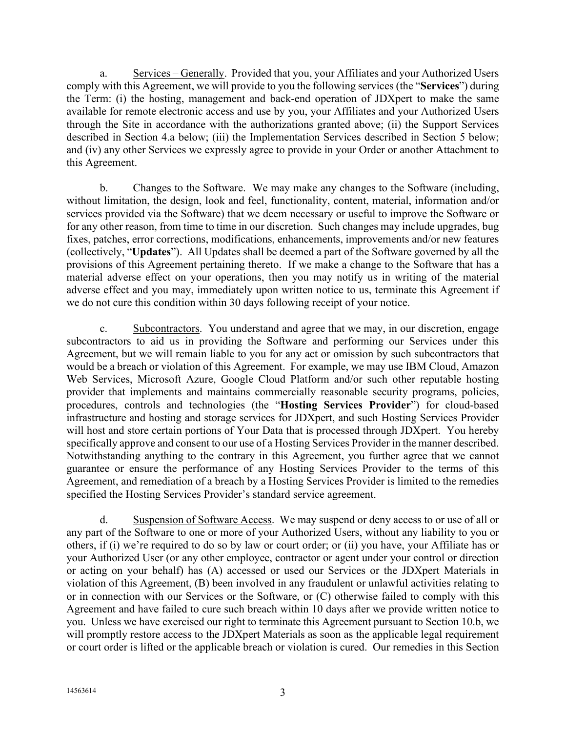a. Services – Generally. Provided that you, your Affiliates and your Authorized Users comply with this Agreement, we will provide to you the following services (the "**Services**") during the Term: (i) the hosting, management and back-end operation of JDXpert to make the same available for remote electronic access and use by you, your Affiliates and your Authorized Users through the Site in accordance with the authorizations granted above; (ii) the Support Services described in Section 4.a below; (iii) the Implementation Services described in Section 5 below; and (iv) any other Services we expressly agree to provide in your Order or another Attachment to this Agreement.

b. Changes to the Software. We may make any changes to the Software (including, without limitation, the design, look and feel, functionality, content, material, information and/or services provided via the Software) that we deem necessary or useful to improve the Software or for any other reason, from time to time in our discretion. Such changes may include upgrades, bug fixes, patches, error corrections, modifications, enhancements, improvements and/or new features (collectively, "**Updates**"). All Updates shall be deemed a part of the Software governed by all the provisions of this Agreement pertaining thereto. If we make a change to the Software that has a material adverse effect on your operations, then you may notify us in writing of the material adverse effect and you may, immediately upon written notice to us, terminate this Agreement if we do not cure this condition within 30 days following receipt of your notice.

c. Subcontractors. You understand and agree that we may, in our discretion, engage subcontractors to aid us in providing the Software and performing our Services under this Agreement, but we will remain liable to you for any act or omission by such subcontractors that would be a breach or violation of this Agreement. For example, we may use IBM Cloud, Amazon Web Services, Microsoft Azure, Google Cloud Platform and/or such other reputable hosting provider that implements and maintains commercially reasonable security programs, policies, procedures, controls and technologies (the "**Hosting Services Provider**") for cloud-based infrastructure and hosting and storage services for JDXpert, and such Hosting Services Provider will host and store certain portions of Your Data that is processed through JDXpert. You hereby specifically approve and consent to our use of a Hosting Services Provider in the manner described. Notwithstanding anything to the contrary in this Agreement, you further agree that we cannot guarantee or ensure the performance of any Hosting Services Provider to the terms of this Agreement, and remediation of a breach by a Hosting Services Provider is limited to the remedies specified the Hosting Services Provider's standard service agreement.

d. Suspension of Software Access. We may suspend or deny access to or use of all or any part of the Software to one or more of your Authorized Users, without any liability to you or others, if (i) we're required to do so by law or court order; or (ii) you have, your Affiliate has or your Authorized User (or any other employee, contractor or agent under your control or direction or acting on your behalf) has (A) accessed or used our Services or the JDXpert Materials in violation of this Agreement, (B) been involved in any fraudulent or unlawful activities relating to or in connection with our Services or the Software, or (C) otherwise failed to comply with this Agreement and have failed to cure such breach within 10 days after we provide written notice to you. Unless we have exercised our right to terminate this Agreement pursuant to Section 10.b, we will promptly restore access to the JDXpert Materials as soon as the applicable legal requirement or court order is lifted or the applicable breach or violation is cured. Our remedies in this Section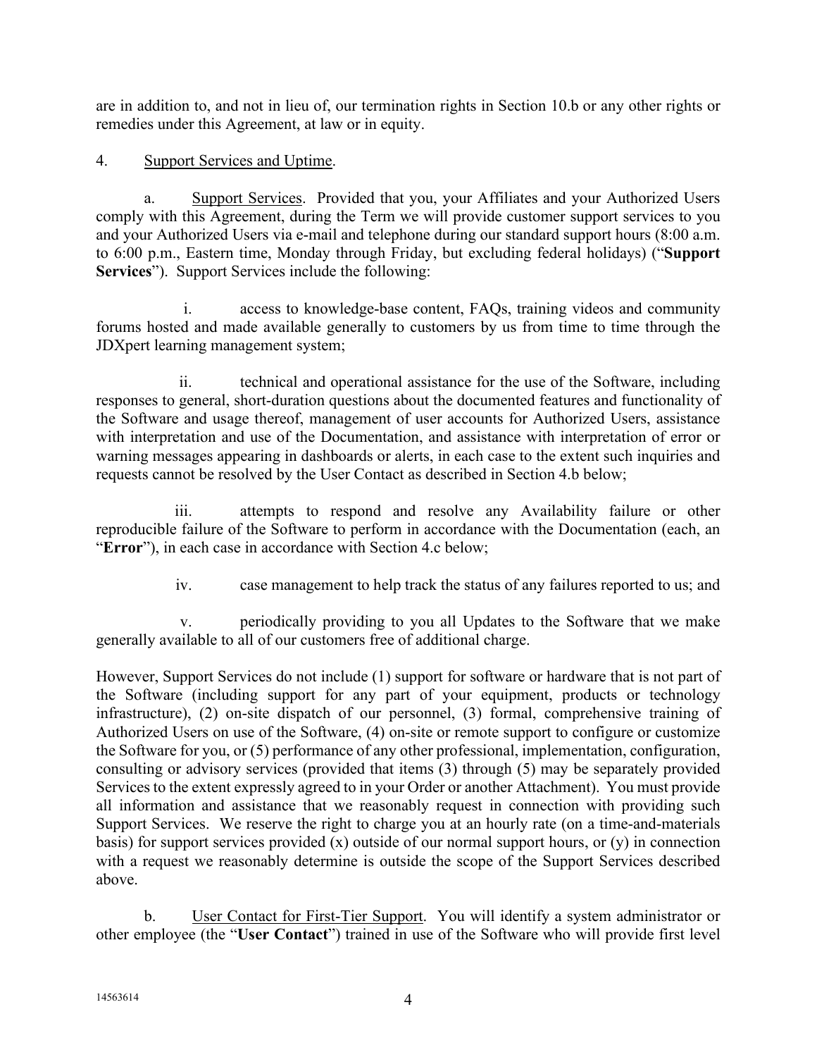are in addition to, and not in lieu of, our termination rights in Section 10.b or any other rights or remedies under this Agreement, at law or in equity.

4. Support Services and Uptime.

a. Support Services. Provided that you, your Affiliates and your Authorized Users comply with this Agreement, during the Term we will provide customer support services to you and your Authorized Users via e-mail and telephone during our standard support hours (8:00 a.m. to 6:00 p.m., Eastern time, Monday through Friday, but excluding federal holidays) ("**Support Services**"). Support Services include the following:

i. access to knowledge-base content, FAQs, training videos and community forums hosted and made available generally to customers by us from time to time through the JDXpert learning management system;

ii. technical and operational assistance for the use of the Software, including responses to general, short-duration questions about the documented features and functionality of the Software and usage thereof, management of user accounts for Authorized Users, assistance with interpretation and use of the Documentation, and assistance with interpretation of error or warning messages appearing in dashboards or alerts, in each case to the extent such inquiries and requests cannot be resolved by the User Contact as described in Section 4.b below;

iii. attempts to respond and resolve any Availability failure or other reproducible failure of the Software to perform in accordance with the Documentation (each, an "**Error**"), in each case in accordance with Section 4.c below;

iv. case management to help track the status of any failures reported to us; and

v. periodically providing to you all Updates to the Software that we make generally available to all of our customers free of additional charge.

However, Support Services do not include (1) support for software or hardware that is not part of the Software (including support for any part of your equipment, products or technology infrastructure), (2) on-site dispatch of our personnel, (3) formal, comprehensive training of Authorized Users on use of the Software, (4) on-site or remote support to configure or customize the Software for you, or (5) performance of any other professional, implementation, configuration, consulting or advisory services (provided that items (3) through (5) may be separately provided Services to the extent expressly agreed to in your Order or another Attachment). You must provide all information and assistance that we reasonably request in connection with providing such Support Services. We reserve the right to charge you at an hourly rate (on a time-and-materials basis) for support services provided (x) outside of our normal support hours, or (y) in connection with a request we reasonably determine is outside the scope of the Support Services described above.

b. User Contact for First-Tier Support. You will identify a system administrator or other employee (the "**User Contact**") trained in use of the Software who will provide first level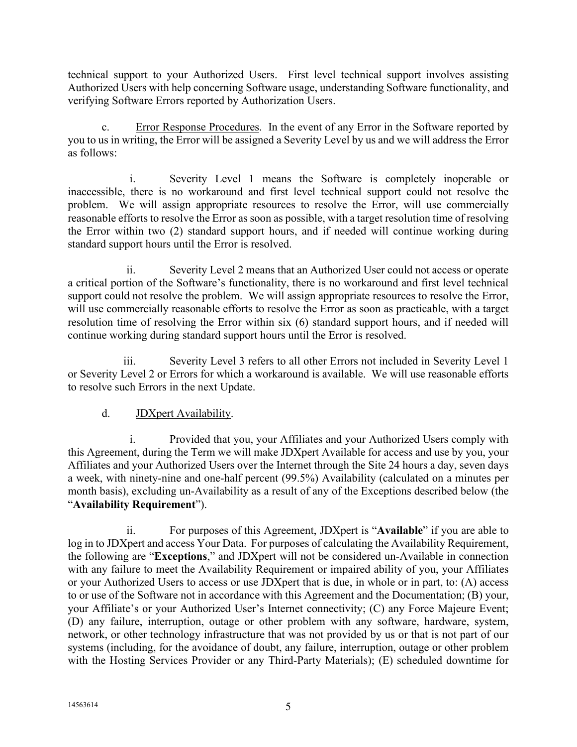technical support to your Authorized Users. First level technical support involves assisting Authorized Users with help concerning Software usage, understanding Software functionality, and verifying Software Errors reported by Authorization Users.

c. <u>Error Response Procedures</u>. In the event of any Error in the Software reported by you to us in writing, the Error will be assigned a Severity Level by us and we will address the Error as follows:

i. Severity Level 1 means the Software is completely inoperable or inaccessible, there is no workaround and first level technical support could not resolve the problem. We will assign appropriate resources to resolve the Error, will use commercially reasonable efforts to resolve the Error as soon as possible, with a target resolution time of resolving the Error within two (2) standard support hours, and if needed will continue working during standard support hours until the Error is resolved.

ii. Severity Level 2 means that an Authorized User could not access or operate a critical portion of the Software's functionality, there is no workaround and first level technical support could not resolve the problem. We will assign appropriate resources to resolve the Error, will use commercially reasonable efforts to resolve the Error as soon as practicable, with a target resolution time of resolving the Error within six (6) standard support hours, and if needed will continue working during standard support hours until the Error is resolved.

iii. Severity Level 3 refers to all other Errors not included in Severity Level 1 or Severity Level 2 or Errors for which a workaround is available. We will use reasonable efforts to resolve such Errors in the next Update.

d. <u>JDXpert Availability</u>.

i. Provided that you, your Affiliates and your Authorized Users comply with this Agreement, during the Term we will make JDXpert Available for access and use by you, your Affiliates and your Authorized Users over the Internet through the Site 24 hours a day, seven days a week, with ninety-nine and one-half percent (99.5%) Availability (calculated on a minutes per month basis), excluding un-Availability as a result of any of the Exceptions described below (the "**Availability Requirement**").

ii. For purposes of this Agreement, JDXpert is "**Available**" if you are able to log in to JDXpert and access Your Data. For purposes of calculating the Availability Requirement, the following are "**Exceptions**," and JDXpert will not be considered un-Available in connection with any failure to meet the Availability Requirement or impaired ability of you, your Affiliates or your Authorized Users to access or use JDXpert that is due, in whole or in part, to: (A) access to or use of the Software not in accordance with this Agreement and the Documentation; (B) your, your Affiliate's or your Authorized User's Internet connectivity; (C) any Force Majeure Event; (D) any failure, interruption, outage or other problem with any software, hardware, system, network, or other technology infrastructure that was not provided by us or that is not part of our systems (including, for the avoidance of doubt, any failure, interruption, outage or other problem with the Hosting Services Provider or any Third-Party Materials); (E) scheduled downtime for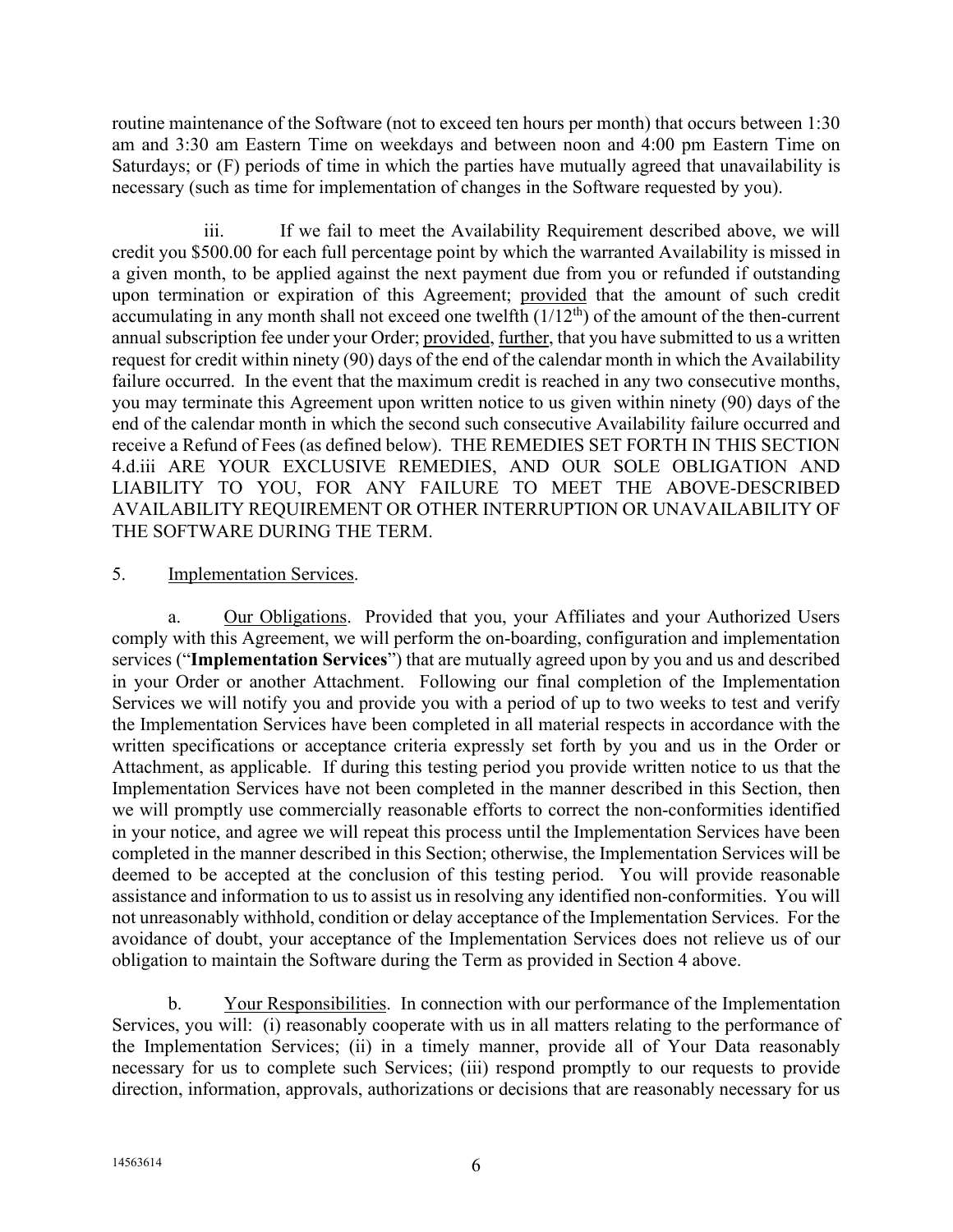routine maintenance of the Software (not to exceed ten hours per month) that occurs between 1:30 am and 3:30 am Eastern Time on weekdays and between noon and 4:00 pm Eastern Time on Saturdays; or (F) periods of time in which the parties have mutually agreed that unavailability is necessary (such as time for implementation of changes in the Software requested by you).

iii. If we fail to meet the Availability Requirement described above, we will credit you $500.00 for each full percentage point by which the warranted Availability is missed in a given month, to be applied against the next payment due from you or refunded if outstanding upon termination or expiration of this Agreement; <u>provided</u> that the amount of such credit accumulating in any month shall not exceed one twelfth ($1/12^{th}$) of the amount of the then-current annual subscription fee under your Order; <u>provided</u>, <u>further</u>, that you have submitted to us a written request for credit within ninety (90) days of the end of the calendar month in which the Availability failure occurred. In the event that the maximum credit is reached in any two consecutive months, you may terminate this Agreement upon written notice to us given within ninety (90) days of the end of the calendar month in which the second such consecutive Availability failure occurred and receive a Refund of Fees (as defined below). THE REMEDIES SET FORTH IN THIS SECTION 4.d.iii ARE YOUR EXCLUSIVE REMEDIES, AND OUR SOLE OBLIGATION AND LIABILITY TO YOU, FOR ANY FAILURE TO MEET THE ABOVE-DESCRIBED AVAILABILITY REQUIREMENT OR OTHER INTERRUPTION OR UNAVAILABILITY OF THE SOFTWARE DURING THE TERM.

5. <u>Implementation Services</u>.

a. <u>Our Obligations</u>. Provided that you, your Affiliates and your Authorized Users comply with this Agreement, we will perform the on-boarding, configuration and implementation services ("**Implementation Services**") that are mutually agreed upon by you and us and described in your Order or another Attachment. Following our final completion of the Implementation Services we will notify you and provide you with a period of up to two weeks to test and verify the Implementation Services have been completed in all material respects in accordance with the written specifications or acceptance criteria expressly set forth by you and us in the Order or Attachment, as applicable. If during this testing period you provide written notice to us that the Implementation Services have not been completed in the manner described in this Section, then we will promptly use commercially reasonable efforts to correct the non-conformities identified in your notice, and agree we will repeat this process until the Implementation Services have been completed in the manner described in this Section; otherwise, the Implementation Services will be deemed to be accepted at the conclusion of this testing period. You will provide reasonable assistance and information to us to assist us in resolving any identified non-conformities. You will not unreasonably withhold, condition or delay acceptance of the Implementation Services. For the avoidance of doubt, your acceptance of the Implementation Services does not relieve us of our obligation to maintain the Software during the Term as provided in Section 4 above.

b. <u>Your Responsibilities</u>. In connection with our performance of the Implementation Services, you will: (i) reasonably cooperate with us in all matters relating to the performance of the Implementation Services; (ii) in a timely manner, provide all of Your Data reasonably necessary for us to complete such Services; (iii) respond promptly to our requests to provide direction, information, approvals, authorizations or decisions that are reasonably necessary for us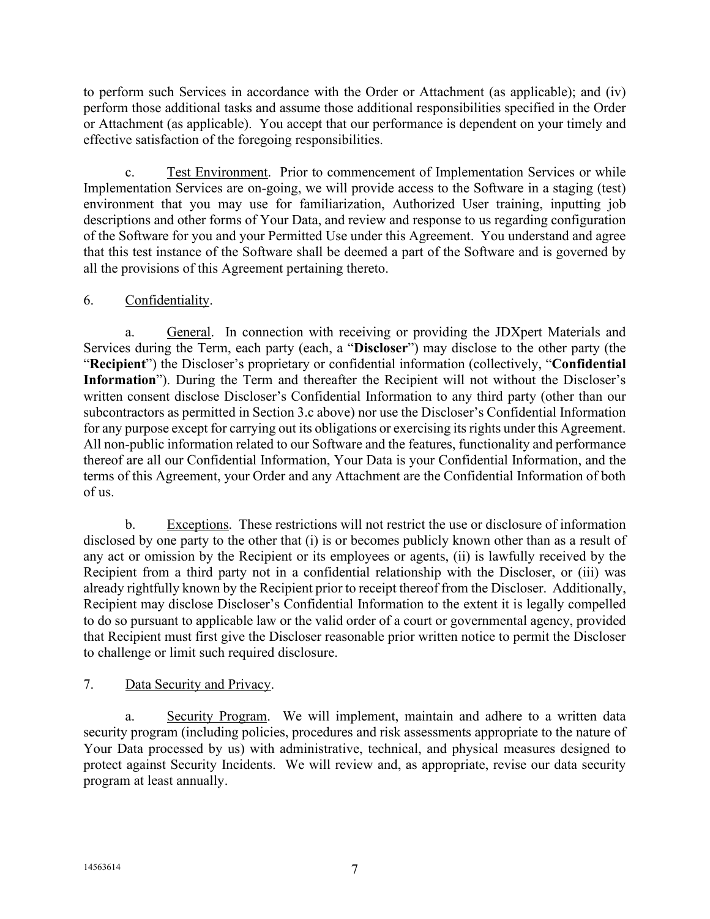to perform such Services in accordance with the Order or Attachment (as applicable); and (iv) perform those additional tasks and assume those additional responsibilities specified in the Order or Attachment (as applicable). You accept that our performance is dependent on your timely and effective satisfaction of the foregoing responsibilities.

c. Test Environment. Prior to commencement of Implementation Services or while Implementation Services are on-going, we will provide access to the Software in a staging (test) environment that you may use for familiarization, Authorized User training, inputting job descriptions and other forms of Your Data, and review and response to us regarding configuration of the Software for you and your Permitted Use under this Agreement. You understand and agree that this test instance of the Software shall be deemed a part of the Software and is governed by all the provisions of this Agreement pertaining thereto.

6. Confidentiality.

a. General. In connection with receiving or providing the JDXpert Materials and Services during the Term, each party (each, a "**Discloser**") may disclose to the other party (the "**Recipient**") the Discloser's proprietary or confidential information (collectively, "**Confidential Information**"). During the Term and thereafter the Recipient will not without the Discloser's written consent disclose Discloser's Confidential Information to any third party (other than our subcontractors as permitted in Section 3.c above) nor use the Discloser's Confidential Information for any purpose except for carrying out its obligations or exercising its rights under this Agreement. All non-public information related to our Software and the features, functionality and performance thereof are all our Confidential Information, Your Data is your Confidential Information, and the terms of this Agreement, your Order and any Attachment are the Confidential Information of both of us.

b. Exceptions. These restrictions will not restrict the use or disclosure of information disclosed by one party to the other that (i) is or becomes publicly known other than as a result of any act or omission by the Recipient or its employees or agents, (ii) is lawfully received by the Recipient from a third party not in a confidential relationship with the Discloser, or (iii) was already rightfully known by the Recipient prior to receipt thereof from the Discloser. Additionally, Recipient may disclose Discloser's Confidential Information to the extent it is legally compelled to do so pursuant to applicable law or the valid order of a court or governmental agency, provided that Recipient must first give the Discloser reasonable prior written notice to permit the Discloser to challenge or limit such required disclosure.

7. Data Security and Privacy.

a. Security Program. We will implement, maintain and adhere to a written data security program (including policies, procedures and risk assessments appropriate to the nature of Your Data processed by us) with administrative, technical, and physical measures designed to protect against Security Incidents. We will review and, as appropriate, revise our data security program at least annually.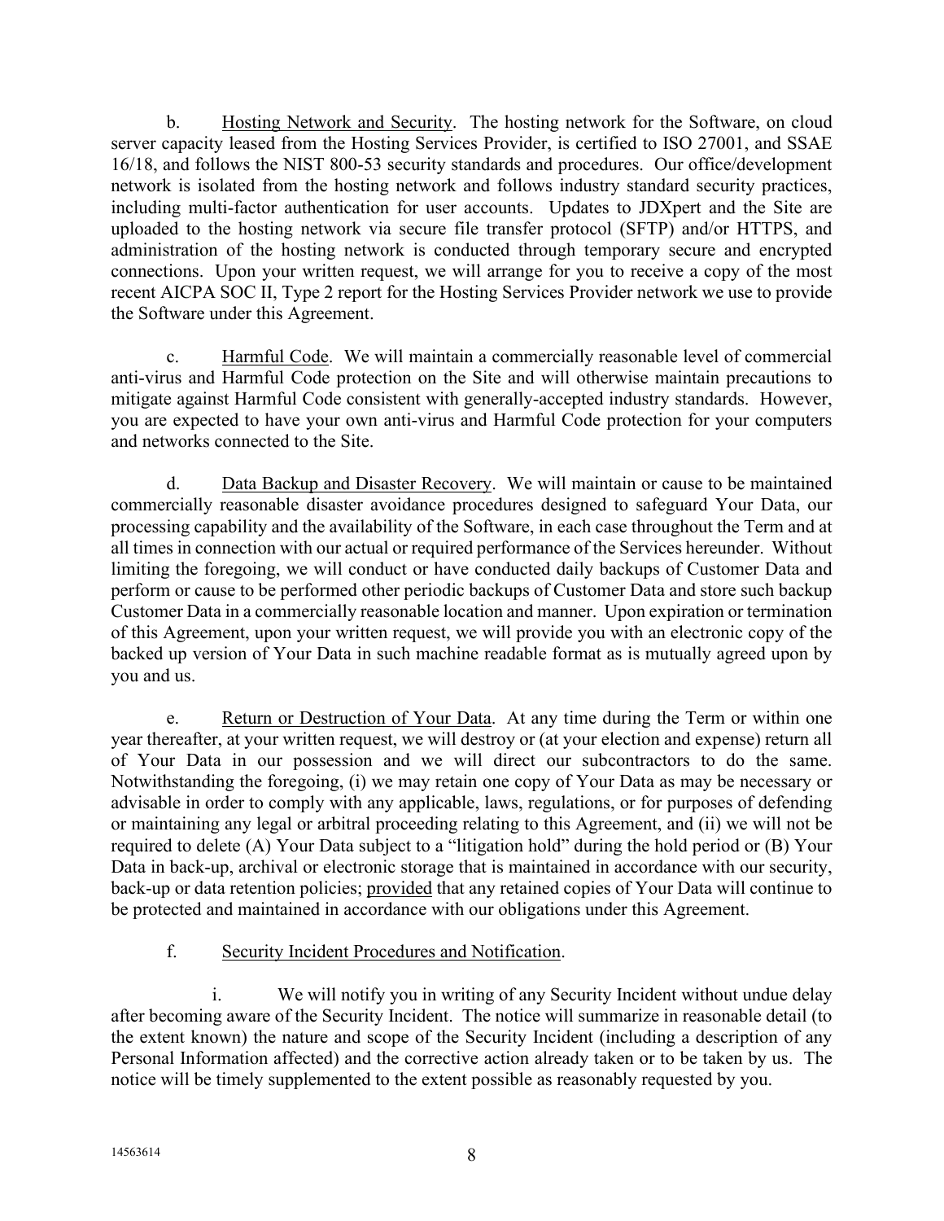b. <u>Hosting Network and Security</u>. The hosting network for the Software, on cloud server capacity leased from the Hosting Services Provider, is certified to ISO 27001, and SSAE 16/18, and follows the NIST 800-53 security standards and procedures. Our office/development network is isolated from the hosting network and follows industry standard security practices, including multi-factor authentication for user accounts. Updates to JDXpert and the Site are uploaded to the hosting network via secure file transfer protocol (SFTP) and/or HTTPS, and administration of the hosting network is conducted through temporary secure and encrypted connections. Upon your written request, we will arrange for you to receive a copy of the most recent AICPA SOC II, Type 2 report for the Hosting Services Provider network we use to provide the Software under this Agreement.

c. <u>Harmful Code</u>. We will maintain a commercially reasonable level of commercial anti-virus and Harmful Code protection on the Site and will otherwise maintain precautions to mitigate against Harmful Code consistent with generally-accepted industry standards. However, you are expected to have your own anti-virus and Harmful Code protection for your computers and networks connected to the Site.

d. <u>Data Backup and Disaster Recovery</u>. We will maintain or cause to be maintained commercially reasonable disaster avoidance procedures designed to safeguard Your Data, our processing capability and the availability of the Software, in each case throughout the Term and at all times in connection with our actual or required performance of the Services hereunder. Without limiting the foregoing, we will conduct or have conducted daily backups of Customer Data and perform or cause to be performed other periodic backups of Customer Data and store such backup Customer Data in a commercially reasonable location and manner. Upon expiration or termination of this Agreement, upon your written request, we will provide you with an electronic copy of the backed up version of Your Data in such machine readable format as is mutually agreed upon by you and us.

e. <u>Return or Destruction of Your Data</u>. At any time during the Term or within one year thereafter, at your written request, we will destroy or (at your election and expense) return all of Your Data in our possession and we will direct our subcontractors to do the same. Notwithstanding the foregoing, (i) we may retain one copy of Your Data as may be necessary or advisable in order to comply with any applicable, laws, regulations, or for purposes of defending or maintaining any legal or arbitral proceeding relating to this Agreement, and (ii) we will not be required to delete (A) Your Data subject to a "litigation hold" during the hold period or (B) Your Data in back-up, archival or electronic storage that is maintained in accordance with our security, back-up or data retention policies; <u>provided</u> that any retained copies of Your Data will continue to be protected and maintained in accordance with our obligations under this Agreement.

f. <u>Security Incident Procedures and Notification</u>.

i. We will notify you in writing of any Security Incident without undue delay after becoming aware of the Security Incident. The notice will summarize in reasonable detail (to the extent known) the nature and scope of the Security Incident (including a description of any Personal Information affected) and the corrective action already taken or to be taken by us. The notice will be timely supplemented to the extent possible as reasonably requested by you.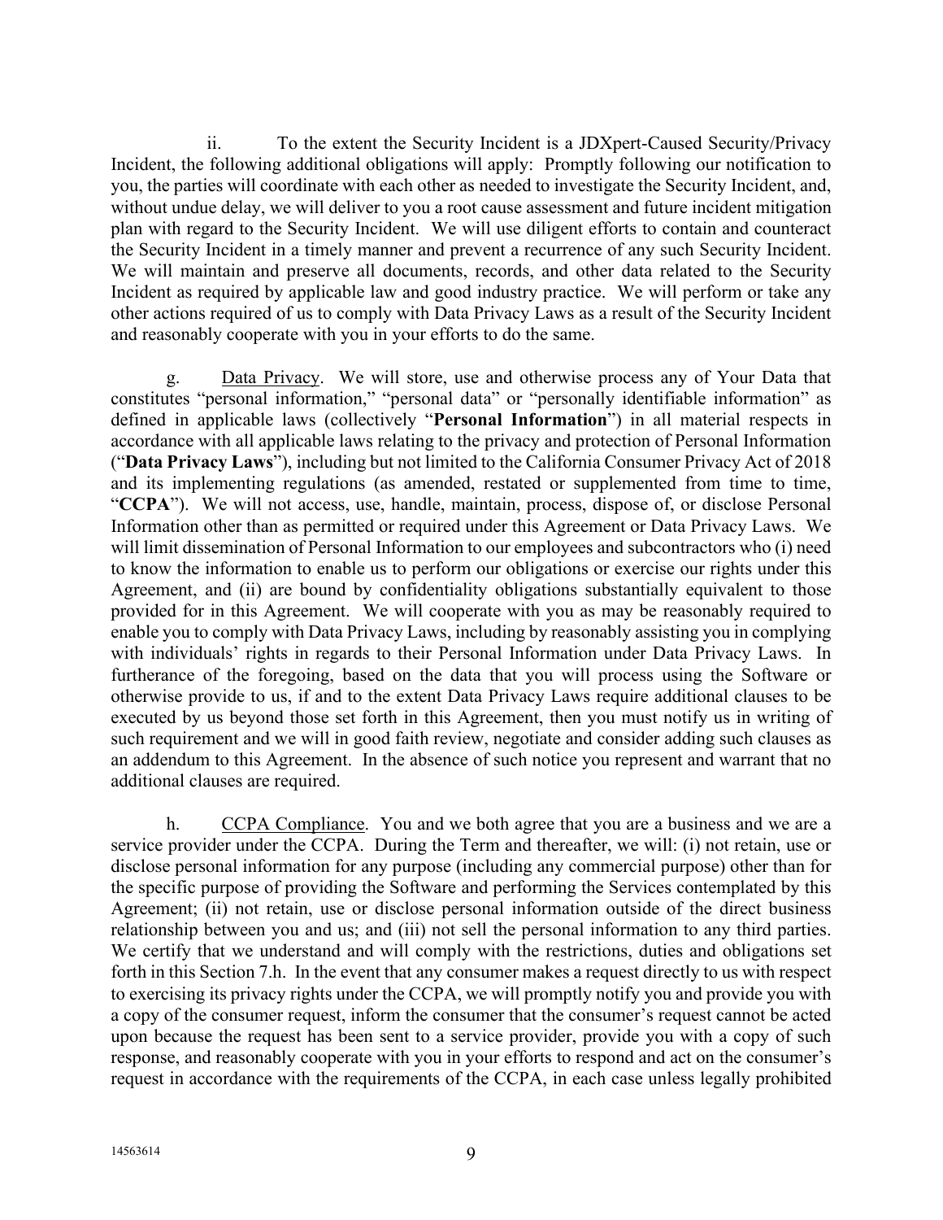ii. To the extent the Security Incident is a JDXpert-Caused Security/Privacy Incident, the following additional obligations will apply: Promptly following our notification to you, the parties will coordinate with each other as needed to investigate the Security Incident, and, without undue delay, we will deliver to you a root cause assessment and future incident mitigation plan with regard to the Security Incident. We will use diligent efforts to contain and counteract the Security Incident in a timely manner and prevent a recurrence of any such Security Incident. We will maintain and preserve all documents, records, and other data related to the Security Incident as required by applicable law and good industry practice. We will perform or take any other actions required of us to comply with Data Privacy Laws as a result of the Security Incident and reasonably cooperate with you in your efforts to do the same.

g. Data Privacy. We will store, use and otherwise process any of Your Data that constitutes "personal information," "personal data" or "personally identifiable information" as defined in applicable laws (collectively "**Personal Information**") in all material respects in accordance with all applicable laws relating to the privacy and protection of Personal Information ("**Data Privacy Laws**"), including but not limited to the California Consumer Privacy Act of 2018 and its implementing regulations (as amended, restated or supplemented from time to time, "**CCPA**"). We will not access, use, handle, maintain, process, dispose of, or disclose Personal Information other than as permitted or required under this Agreement or Data Privacy Laws. We will limit dissemination of Personal Information to our employees and subcontractors who (i) need to know the information to enable us to perform our obligations or exercise our rights under this Agreement, and (ii) are bound by confidentiality obligations substantially equivalent to those provided for in this Agreement. We will cooperate with you as may be reasonably required to enable you to comply with Data Privacy Laws, including by reasonably assisting you in complying with individuals' rights in regards to their Personal Information under Data Privacy Laws. In furtherance of the foregoing, based on the data that you will process using the Software or otherwise provide to us, if and to the extent Data Privacy Laws require additional clauses to be executed by us beyond those set forth in this Agreement, then you must notify us in writing of such requirement and we will in good faith review, negotiate and consider adding such clauses as an addendum to this Agreement. In the absence of such notice you represent and warrant that no additional clauses are required.

h. CCPA Compliance. You and we both agree that you are a business and we are a service provider under the CCPA. During the Term and thereafter, we will: (i) not retain, use or disclose personal information for any purpose (including any commercial purpose) other than for the specific purpose of providing the Software and performing the Services contemplated by this Agreement; (ii) not retain, use or disclose personal information outside of the direct business relationship between you and us; and (iii) not sell the personal information to any third parties. We certify that we understand and will comply with the restrictions, duties and obligations set forth in this Section 7.h. In the event that any consumer makes a request directly to us with respect to exercising its privacy rights under the CCPA, we will promptly notify you and provide you with a copy of the consumer request, inform the consumer that the consumer's request cannot be acted upon because the request has been sent to a service provider, provide you with a copy of such response, and reasonably cooperate with you in your efforts to respond and act on the consumer's request in accordance with the requirements of the CCPA, in each case unless legally prohibited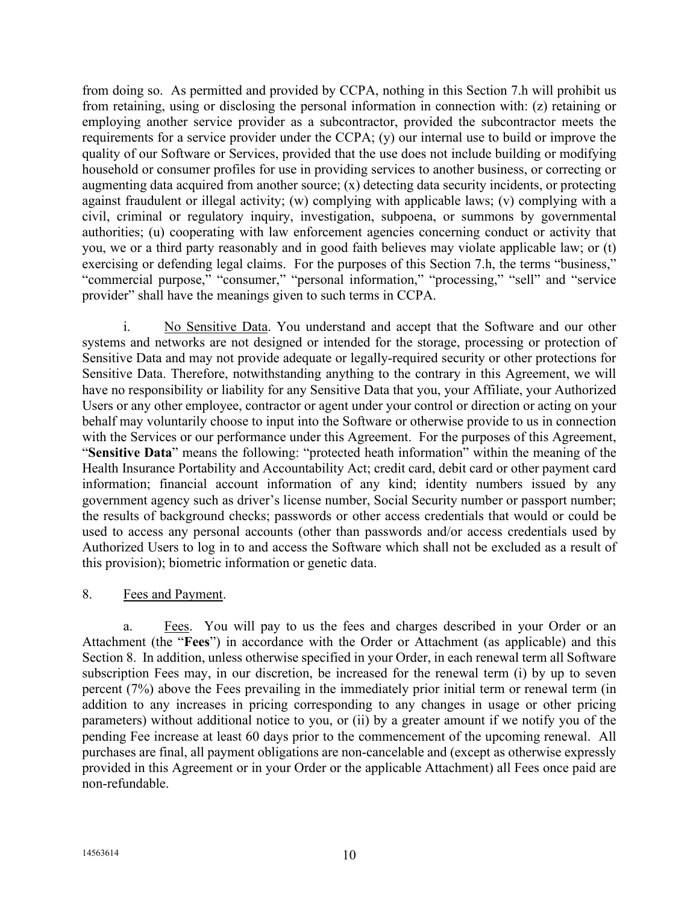from doing so. As permitted and provided by CCPA, nothing in this Section 7.h will prohibit us from retaining, using or disclosing the personal information in connection with: (z) retaining or employing another service provider as a subcontractor, provided the subcontractor meets the requirements for a service provider under the CCPA; (y) our internal use to build or improve the quality of our Software or Services, provided that the use does not include building or modifying household or consumer profiles for use in providing services to another business, or correcting or augmenting data acquired from another source; (x) detecting data security incidents, or protecting against fraudulent or illegal activity; (w) complying with applicable laws; (v) complying with a civil, criminal or regulatory inquiry, investigation, subpoena, or summons by governmental authorities; (u) cooperating with law enforcement agencies concerning conduct or activity that you, we or a third party reasonably and in good faith believes may violate applicable law; or (t) exercising or defending legal claims. For the purposes of this Section 7.h, the terms "business," "commercial purpose," "consumer," "personal information," "processing," "sell" and "service provider" shall have the meanings given to such terms in CCPA.

i. No Sensitive Data. You understand and accept that the Software and our other systems and networks are not designed or intended for the storage, processing or protection of Sensitive Data and may not provide adequate or legally-required security or other protections for Sensitive Data. Therefore, notwithstanding anything to the contrary in this Agreement, we will have no responsibility or liability for any Sensitive Data that you, your Affiliate, your Authorized Users or any other employee, contractor or agent under your control or direction or acting on your behalf may voluntarily choose to input into the Software or otherwise provide to us in connection with the Services or our performance under this Agreement. For the purposes of this Agreement, "**Sensitive Data**" means the following: "protected heath information" within the meaning of the Health Insurance Portability and Accountability Act; credit card, debit card or other payment card information; financial account information of any kind; identity numbers issued by any government agency such as driver's license number, Social Security number or passport number; the results of background checks; passwords or other access credentials that would or could be used to access any personal accounts (other than passwords and/or access credentials used by Authorized Users to log in to and access the Software which shall not be excluded as a result of this provision); biometric information or genetic data.

8. Fees and Payment.

a. Fees. You will pay to us the fees and charges described in your Order or an Attachment (the "**Fees**") in accordance with the Order or Attachment (as applicable) and this Section 8. In addition, unless otherwise specified in your Order, in each renewal term all Software subscription Fees may, in our discretion, be increased for the renewal term (i) by up to seven percent (7%) above the Fees prevailing in the immediately prior initial term or renewal term (in addition to any increases in pricing corresponding to any changes in usage or other pricing parameters) without additional notice to you, or (ii) by a greater amount if we notify you of the pending Fee increase at least 60 days prior to the commencement of the upcoming renewal. All purchases are final, all payment obligations are non-cancelable and (except as otherwise expressly provided in this Agreement or in your Order or the applicable Attachment) all Fees once paid are non-refundable.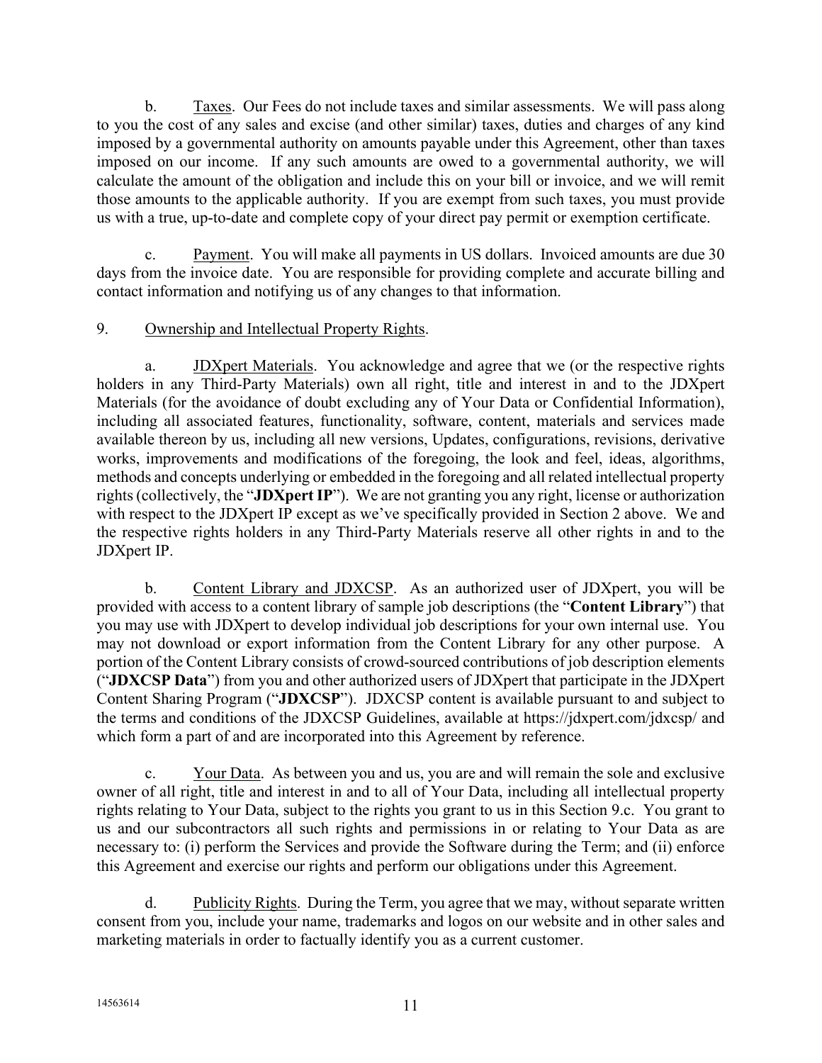b. Taxes. Our Fees do not include taxes and similar assessments. We will pass along to you the cost of any sales and excise (and other similar) taxes, duties and charges of any kind imposed by a governmental authority on amounts payable under this Agreement, other than taxes imposed on our income. If any such amounts are owed to a governmental authority, we will calculate the amount of the obligation and include this on your bill or invoice, and we will remit those amounts to the applicable authority. If you are exempt from such taxes, you must provide us with a true, up-to-date and complete copy of your direct pay permit or exemption certificate.

c. Payment. You will make all payments in US dollars. Invoiced amounts are due 30 days from the invoice date. You are responsible for providing complete and accurate billing and contact information and notifying us of any changes to that information.

9. Ownership and Intellectual Property Rights.

a. JDXpert Materials. You acknowledge and agree that we (or the respective rights holders in any Third-Party Materials) own all right, title and interest in and to the JDXpert Materials (for the avoidance of doubt excluding any of Your Data or Confidential Information), including all associated features, functionality, software, content, materials and services made available thereon by us, including all new versions, Updates, configurations, revisions, derivative works, improvements and modifications of the foregoing, the look and feel, ideas, algorithms, methods and concepts underlying or embedded in the foregoing and all related intellectual property rights (collectively, the "**JDXpert IP**"). We are not granting you any right, license or authorization with respect to the JDXpert IP except as we've specifically provided in Section 2 above. We and the respective rights holders in any Third-Party Materials reserve all other rights in and to the JDXpert IP.

b. Content Library and JDXCSP. As an authorized user of JDXpert, you will be provided with access to a content library of sample job descriptions (the "**Content Library**") that you may use with JDXpert to develop individual job descriptions for your own internal use. You may not download or export information from the Content Library for any other purpose. A portion of the Content Library consists of crowd-sourced contributions of job description elements ("**JDXCSP Data**") from you and other authorized users of JDXpert that participate in the JDXpert Content Sharing Program ("**JDXCSP**"). JDXCSP content is available pursuant to and subject to the terms and conditions of the JDXCSP Guidelines, available at https://jdxpert.com/jdxcsp/ and which form a part of and are incorporated into this Agreement by reference.

c. Your Data. As between you and us, you are and will remain the sole and exclusive owner of all right, title and interest in and to all of Your Data, including all intellectual property rights relating to Your Data, subject to the rights you grant to us in this Section 9.c. You grant to us and our subcontractors all such rights and permissions in or relating to Your Data as are necessary to: (i) perform the Services and provide the Software during the Term; and (ii) enforce this Agreement and exercise our rights and perform our obligations under this Agreement.

d. Publicity Rights. During the Term, you agree that we may, without separate written consent from you, include your name, trademarks and logos on our website and in other sales and marketing materials in order to factually identify you as a current customer.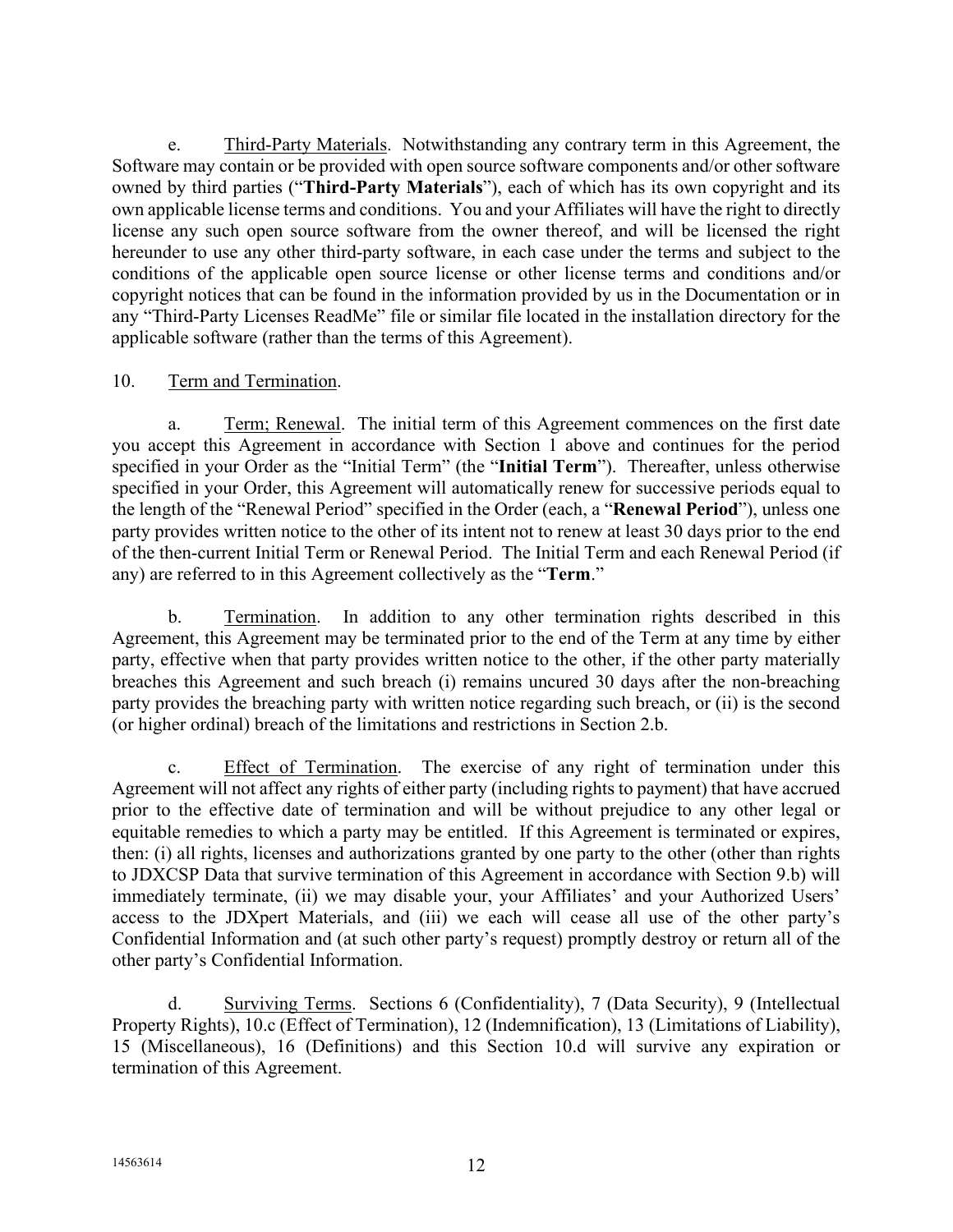e. Third-Party Materials. Notwithstanding any contrary term in this Agreement, the Software may contain or be provided with open source software components and/or other software owned by third parties ("**Third-Party Materials**"), each of which has its own copyright and its own applicable license terms and conditions. You and your Affiliates will have the right to directly license any such open source software from the owner thereof, and will be licensed the right hereunder to use any other third-party software, in each case under the terms and subject to the conditions of the applicable open source license or other license terms and conditions and/or copyright notices that can be found in the information provided by us in the Documentation or in any "Third-Party Licenses ReadMe" file or similar file located in the installation directory for the applicable software (rather than the terms of this Agreement).

10. Term and Termination.

a. Term; Renewal. The initial term of this Agreement commences on the first date you accept this Agreement in accordance with Section 1 above and continues for the period specified in your Order as the "Initial Term" (the "**Initial Term**"). Thereafter, unless otherwise specified in your Order, this Agreement will automatically renew for successive periods equal to the length of the "Renewal Period" specified in the Order (each, a "**Renewal Period**"), unless one party provides written notice to the other of its intent not to renew at least 30 days prior to the end of the then-current Initial Term or Renewal Period. The Initial Term and each Renewal Period (if any) are referred to in this Agreement collectively as the "**Term**."

b. Termination. In addition to any other termination rights described in this Agreement, this Agreement may be terminated prior to the end of the Term at any time by either party, effective when that party provides written notice to the other, if the other party materially breaches this Agreement and such breach (i) remains uncured 30 days after the non-breaching party provides the breaching party with written notice regarding such breach, or (ii) is the second (or higher ordinal) breach of the limitations and restrictions in Section 2.b.

c. Effect of Termination. The exercise of any right of termination under this Agreement will not affect any rights of either party (including rights to payment) that have accrued prior to the effective date of termination and will be without prejudice to any other legal or equitable remedies to which a party may be entitled. If this Agreement is terminated or expires, then: (i) all rights, licenses and authorizations granted by one party to the other (other than rights to JDXCSP Data that survive termination of this Agreement in accordance with Section 9.b) will immediately terminate, (ii) we may disable your, your Affiliates' and your Authorized Users' access to the JDXpert Materials, and (iii) we each will cease all use of the other party's Confidential Information and (at such other party's request) promptly destroy or return all of the other party's Confidential Information.

d. Surviving Terms. Sections 6 (Confidentiality), 7 (Data Security), 9 (Intellectual Property Rights), 10.c (Effect of Termination), 12 (Indemnification), 13 (Limitations of Liability), 15 (Miscellaneous), 16 (Definitions) and this Section 10.d will survive any expiration or termination of this Agreement.

14563614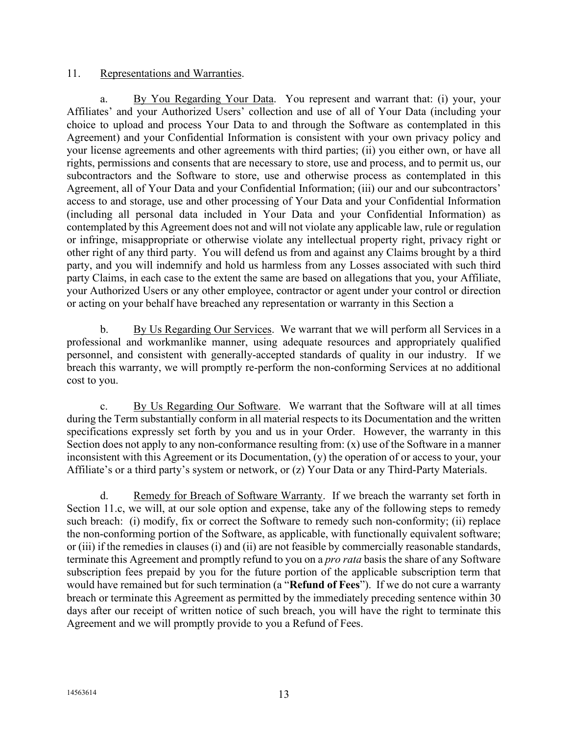11. Representations and Warranties.

a. By You Regarding Your Data. You represent and warrant that: (i) your, your Affiliates' and your Authorized Users' collection and use of all of Your Data (including your choice to upload and process Your Data to and through the Software as contemplated in this Agreement) and your Confidential Information is consistent with your own privacy policy and your license agreements and other agreements with third parties; (ii) you either own, or have all rights, permissions and consents that are necessary to store, use and process, and to permit us, our subcontractors and the Software to store, use and otherwise process as contemplated in this Agreement, all of Your Data and your Confidential Information; (iii) our and our subcontractors' access to and storage, use and other processing of Your Data and your Confidential Information (including all personal data included in Your Data and your Confidential Information) as contemplated by this Agreement does not and will not violate any applicable law, rule or regulation or infringe, misappropriate or otherwise violate any intellectual property right, privacy right or other right of any third party. You will defend us from and against any Claims brought by a third party, and you will indemnify and hold us harmless from any Losses associated with such third party Claims, in each case to the extent the same are based on allegations that you, your Affiliate, your Authorized Users or any other employee, contractor or agent under your control or direction or acting on your behalf have breached any representation or warranty in this Section a

b. By Us Regarding Our Services. We warrant that we will perform all Services in a professional and workmanlike manner, using adequate resources and appropriately qualified personnel, and consistent with generally-accepted standards of quality in our industry. If we breach this warranty, we will promptly re-perform the non-conforming Services at no additional cost to you.

c. By Us Regarding Our Software. We warrant that the Software will at all times during the Term substantially conform in all material respects to its Documentation and the written specifications expressly set forth by you and us in your Order. However, the warranty in this Section does not apply to any non-conformance resulting from: (x) use of the Software in a manner inconsistent with this Agreement or its Documentation, (y) the operation of or access to your, your Affiliate's or a third party's system or network, or (z) Your Data or any Third-Party Materials.

d. Remedy for Breach of Software Warranty. If we breach the warranty set forth in Section 11.c, we will, at our sole option and expense, take any of the following steps to remedy such breach: (i) modify, fix or correct the Software to remedy such non-conformity; (ii) replace the non-conforming portion of the Software, as applicable, with functionally equivalent software; or (iii) if the remedies in clauses (i) and (ii) are not feasible by commercially reasonable standards, terminate this Agreement and promptly refund to you on a *pro rata* basis the share of any Software subscription fees prepaid by you for the future portion of the applicable subscription term that would have remained but for such termination (a "**Refund of Fees**"). If we do not cure a warranty breach or terminate this Agreement as permitted by the immediately preceding sentence within 30 days after our receipt of written notice of such breach, you will have the right to terminate this Agreement and we will promptly provide to you a Refund of Fees.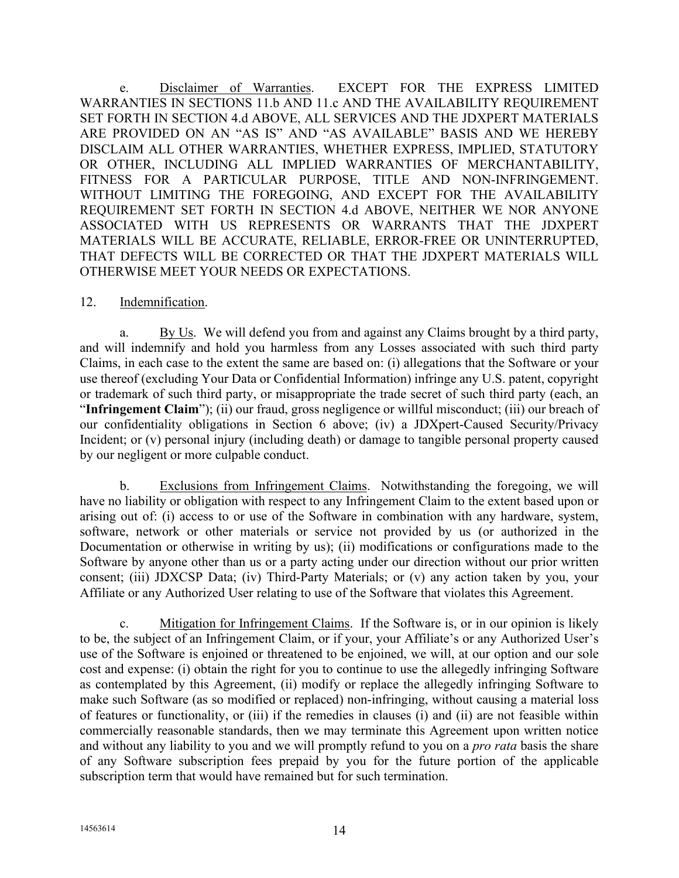e. Disclaimer of Warranties. EXCEPT FOR THE EXPRESS LIMITED WARRANTIES IN SECTIONS 11.b AND 11.c AND THE AVAILABILITY REQUIREMENT SET FORTH IN SECTION 4.d ABOVE, ALL SERVICES AND THE JDXPERT MATERIALS ARE PROVIDED ON AN "AS IS" AND "AS AVAILABLE" BASIS AND WE HEREBY DISCLAIM ALL OTHER WARRANTIES, WHETHER EXPRESS, IMPLIED, STATUTORY OR OTHER, INCLUDING ALL IMPLIED WARRANTIES OF MERCHANTABILITY, FITNESS FOR A PARTICULAR PURPOSE, TITLE AND NON-INFRINGEMENT. WITHOUT LIMITING THE FOREGOING, AND EXCEPT FOR THE AVAILABILITY REQUIREMENT SET FORTH IN SECTION 4.d ABOVE, NEITHER WE NOR ANYONE ASSOCIATED WITH US REPRESENTS OR WARRANTS THAT THE JDXPERT MATERIALS WILL BE ACCURATE, RELIABLE, ERROR-FREE OR UNINTERRUPTED, THAT DEFECTS WILL BE CORRECTED OR THAT THE JDXPERT MATERIALS WILL OTHERWISE MEET YOUR NEEDS OR EXPECTATIONS.

12. Indemnification.

a. By Us. We will defend you from and against any Claims brought by a third party, and will indemnify and hold you harmless from any Losses associated with such third party Claims, in each case to the extent the same are based on: (i) allegations that the Software or your use thereof (excluding Your Data or Confidential Information) infringe any U.S. patent, copyright or trademark of such third party, or misappropriate the trade secret of such third party (each, an "**Infringement Claim**"); (ii) our fraud, gross negligence or willful misconduct; (iii) our breach of our confidentiality obligations in Section 6 above; (iv) a JDXpert-Caused Security/Privacy Incident; or (v) personal injury (including death) or damage to tangible personal property caused by our negligent or more culpable conduct.

b. Exclusions from Infringement Claims. Notwithstanding the foregoing, we will have no liability or obligation with respect to any Infringement Claim to the extent based upon or arising out of: (i) access to or use of the Software in combination with any hardware, system, software, network or other materials or service not provided by us (or authorized in the Documentation or otherwise in writing by us); (ii) modifications or configurations made to the Software by anyone other than us or a party acting under our direction without our prior written consent; (iii) JDXCSP Data; (iv) Third-Party Materials; or (v) any action taken by you, your Affiliate or any Authorized User relating to use of the Software that violates this Agreement.

c. Mitigation for Infringement Claims. If the Software is, or in our opinion is likely to be, the subject of an Infringement Claim, or if your, your Affiliate's or any Authorized User's use of the Software is enjoined or threatened to be enjoined, we will, at our option and our sole cost and expense: (i) obtain the right for you to continue to use the allegedly infringing Software as contemplated by this Agreement, (ii) modify or replace the allegedly infringing Software to make such Software (as so modified or replaced) non-infringing, without causing a material loss of features or functionality, or (iii) if the remedies in clauses (i) and (ii) are not feasible within commercially reasonable standards, then we may terminate this Agreement upon written notice and without any liability to you and we will promptly refund to you on a *pro rata* basis the share of any Software subscription fees prepaid by you for the future portion of the applicable subscription term that would have remained but for such termination.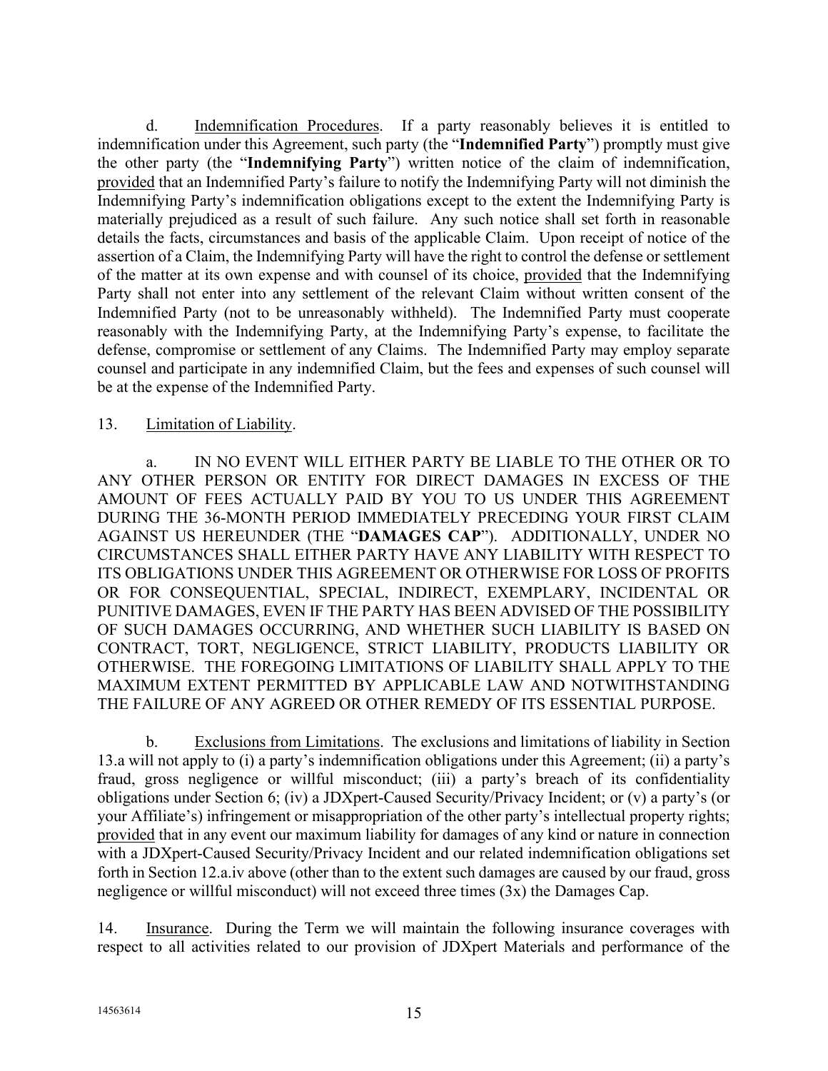d. Indemnification Procedures. If a party reasonably believes it is entitled to indemnification under this Agreement, such party (the "**Indemnified Party**") promptly must give the other party (the "**Indemnifying Party**") written notice of the claim of indemnification, provided that an Indemnified Party's failure to notify the Indemnifying Party will not diminish the Indemnifying Party's indemnification obligations except to the extent the Indemnifying Party is materially prejudiced as a result of such failure. Any such notice shall set forth in reasonable details the facts, circumstances and basis of the applicable Claim. Upon receipt of notice of the assertion of a Claim, the Indemnifying Party will have the right to control the defense or settlement of the matter at its own expense and with counsel of its choice, provided that the Indemnifying Party shall not enter into any settlement of the relevant Claim without written consent of the Indemnified Party (not to be unreasonably withheld). The Indemnified Party must cooperate reasonably with the Indemnifying Party, at the Indemnifying Party's expense, to facilitate the defense, compromise or settlement of any Claims. The Indemnified Party may employ separate counsel and participate in any indemnified Claim, but the fees and expenses of such counsel will be at the expense of the Indemnified Party.

13. Limitation of Liability.

a. IN NO EVENT WILL EITHER PARTY BE LIABLE TO THE OTHER OR TO ANY OTHER PERSON OR ENTITY FOR DIRECT DAMAGES IN EXCESS OF THE AMOUNT OF FEES ACTUALLY PAID BY YOU TO US UNDER THIS AGREEMENT DURING THE 36-MONTH PERIOD IMMEDIATELY PRECEDING YOUR FIRST CLAIM AGAINST US HEREUNDER (THE "**DAMAGES CAP**"). ADDITIONALLY, UNDER NO CIRCUMSTANCES SHALL EITHER PARTY HAVE ANY LIABILITY WITH RESPECT TO ITS OBLIGATIONS UNDER THIS AGREEMENT OR OTHERWISE FOR LOSS OF PROFITS OR FOR CONSEQUENTIAL, SPECIAL, INDIRECT, EXEMPLARY, INCIDENTAL OR PUNITIVE DAMAGES, EVEN IF THE PARTY HAS BEEN ADVISED OF THE POSSIBILITY OF SUCH DAMAGES OCCURRING, AND WHETHER SUCH LIABILITY IS BASED ON CONTRACT, TORT, NEGLIGENCE, STRICT LIABILITY, PRODUCTS LIABILITY OR OTHERWISE. THE FOREGOING LIMITATIONS OF LIABILITY SHALL APPLY TO THE MAXIMUM EXTENT PERMITTED BY APPLICABLE LAW AND NOTWITHSTANDING THE FAILURE OF ANY AGREED OR OTHER REMEDY OF ITS ESSENTIAL PURPOSE.

b. Exclusions from Limitations. The exclusions and limitations of liability in Section 13.a will not apply to (i) a party's indemnification obligations under this Agreement; (ii) a party's fraud, gross negligence or willful misconduct; (iii) a party's breach of its confidentiality obligations under Section 6; (iv) a JDXpert-Caused Security/Privacy Incident; or (v) a party's (or your Affiliate's) infringement or misappropriation of the other party's intellectual property rights; provided that in any event our maximum liability for damages of any kind or nature in connection with a JDXpert-Caused Security/Privacy Incident and our related indemnification obligations set forth in Section 12.a.iv above (other than to the extent such damages are caused by our fraud, gross negligence or willful misconduct) will not exceed three times (3x) the Damages Cap.

14. Insurance. During the Term we will maintain the following insurance coverages with respect to all activities related to our provision of JDXpert Materials and performance of the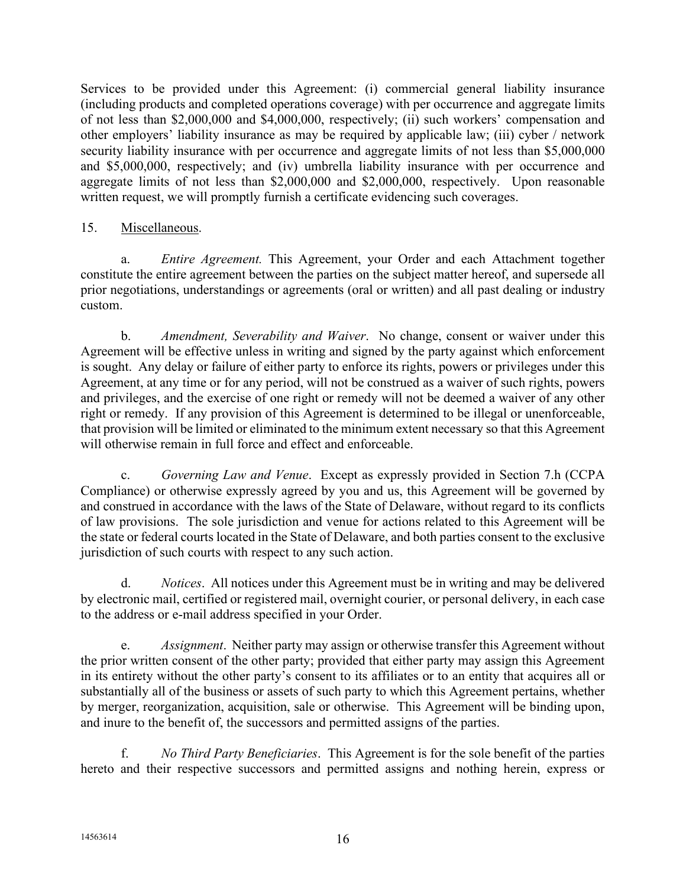Services to be provided under this Agreement: (i) commercial general liability insurance (including products and completed operations coverage) with per occurrence and aggregate limits of not less than $2,000,000 and $4,000,000, respectively; (ii) such workers' compensation and other employers' liability insurance as may be required by applicable law; (iii) cyber / network security liability insurance with per occurrence and aggregate limits of not less than $5,000,000 and $5,000,000, respectively; and (iv) umbrella liability insurance with per occurrence and aggregate limits of not less than $2,000,000 and $2,000,000, respectively. Upon reasonable written request, we will promptly furnish a certificate evidencing such coverages.

15. Miscellaneous.

a. *Entire Agreement.* This Agreement, your Order and each Attachment together constitute the entire agreement between the parties on the subject matter hereof, and supersede all prior negotiations, understandings or agreements (oral or written) and all past dealing or industry custom.

b. *Amendment, Severability and Waiver*. No change, consent or waiver under this Agreement will be effective unless in writing and signed by the party against which enforcement is sought. Any delay or failure of either party to enforce its rights, powers or privileges under this Agreement, at any time or for any period, will not be construed as a waiver of such rights, powers and privileges, and the exercise of one right or remedy will not be deemed a waiver of any other right or remedy. If any provision of this Agreement is determined to be illegal or unenforceable, that provision will be limited or eliminated to the minimum extent necessary so that this Agreement will otherwise remain in full force and effect and enforceable.

c. *Governing Law and Venue*. Except as expressly provided in Section 7.h (CCPA Compliance) or otherwise expressly agreed by you and us, this Agreement will be governed by and construed in accordance with the laws of the State of Delaware, without regard to its conflicts of law provisions. The sole jurisdiction and venue for actions related to this Agreement will be the state or federal courts located in the State of Delaware, and both parties consent to the exclusive jurisdiction of such courts with respect to any such action.

d. *Notices*. All notices under this Agreement must be in writing and may be delivered by electronic mail, certified or registered mail, overnight courier, or personal delivery, in each case to the address or e-mail address specified in your Order.

e. *Assignment*. Neither party may assign or otherwise transfer this Agreement without the prior written consent of the other party; provided that either party may assign this Agreement in its entirety without the other party's consent to its affiliates or to an entity that acquires all or substantially all of the business or assets of such party to which this Agreement pertains, whether by merger, reorganization, acquisition, sale or otherwise. This Agreement will be binding upon, and inure to the benefit of, the successors and permitted assigns of the parties.

f. *No Third Party Beneficiaries*. This Agreement is for the sole benefit of the parties hereto and their respective successors and permitted assigns and nothing herein, express or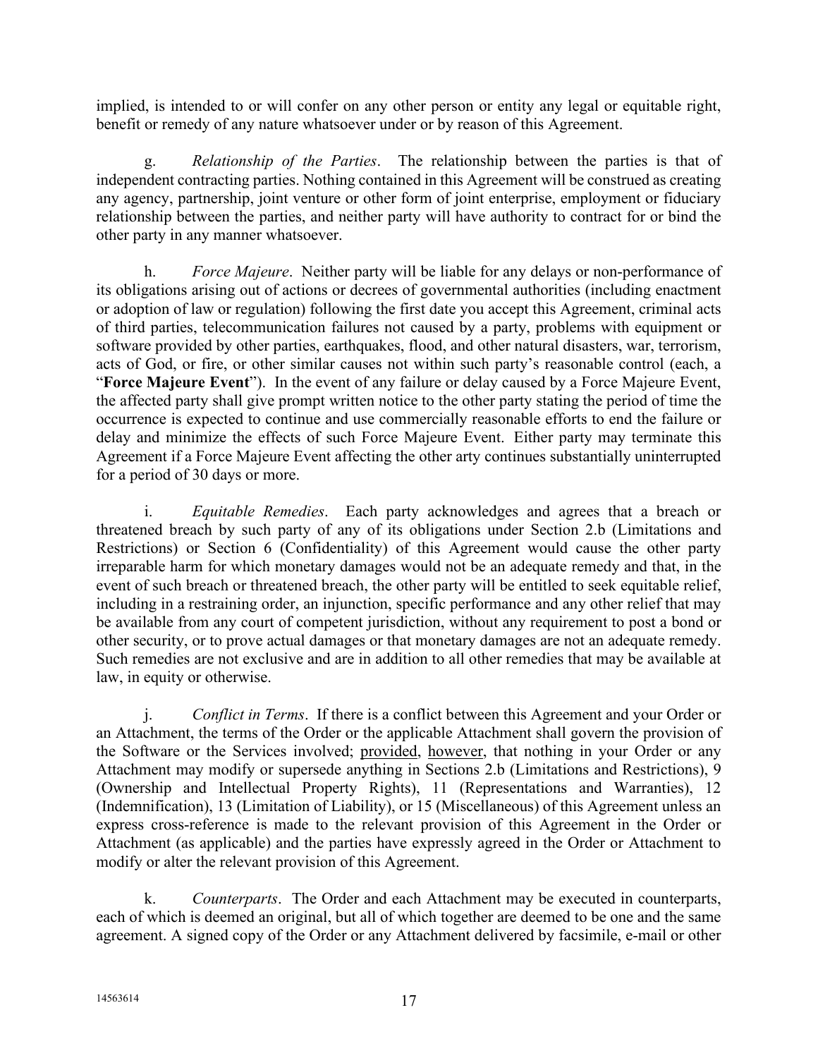implied, is intended to or will confer on any other person or entity any legal or equitable right, benefit or remedy of any nature whatsoever under or by reason of this Agreement.

g. *Relationship of the Parties*. The relationship between the parties is that of independent contracting parties. Nothing contained in this Agreement will be construed as creating any agency, partnership, joint venture or other form of joint enterprise, employment or fiduciary relationship between the parties, and neither party will have authority to contract for or bind the other party in any manner whatsoever.

h. *Force Majeure*. Neither party will be liable for any delays or non-performance of its obligations arising out of actions or decrees of governmental authorities (including enactment or adoption of law or regulation) following the first date you accept this Agreement, criminal acts of third parties, telecommunication failures not caused by a party, problems with equipment or software provided by other parties, earthquakes, flood, and other natural disasters, war, terrorism, acts of God, or fire, or other similar causes not within such party's reasonable control (each, a "**Force Majeure Event**"). In the event of any failure or delay caused by a Force Majeure Event, the affected party shall give prompt written notice to the other party stating the period of time the occurrence is expected to continue and use commercially reasonable efforts to end the failure or delay and minimize the effects of such Force Majeure Event. Either party may terminate this Agreement if a Force Majeure Event affecting the other arty continues substantially uninterrupted for a period of 30 days or more.

i. *Equitable Remedies*. Each party acknowledges and agrees that a breach or threatened breach by such party of any of its obligations under Section 2.b (Limitations and Restrictions) or Section 6 (Confidentiality) of this Agreement would cause the other party irreparable harm for which monetary damages would not be an adequate remedy and that, in the event of such breach or threatened breach, the other party will be entitled to seek equitable relief, including in a restraining order, an injunction, specific performance and any other relief that may be available from any court of competent jurisdiction, without any requirement to post a bond or other security, or to prove actual damages or that monetary damages are not an adequate remedy. Such remedies are not exclusive and are in addition to all other remedies that may be available at law, in equity or otherwise.

j. *Conflict in Terms*. If there is a conflict between this Agreement and your Order or an Attachment, the terms of the Order or the applicable Attachment shall govern the provision of the Software or the Services involved; provided, however, that nothing in your Order or any Attachment may modify or supersede anything in Sections 2.b (Limitations and Restrictions), 9 (Ownership and Intellectual Property Rights), 11 (Representations and Warranties), 12 (Indemnification), 13 (Limitation of Liability), or 15 (Miscellaneous) of this Agreement unless an express cross-reference is made to the relevant provision of this Agreement in the Order or Attachment (as applicable) and the parties have expressly agreed in the Order or Attachment to modify or alter the relevant provision of this Agreement.

k. *Counterparts*. The Order and each Attachment may be executed in counterparts, each of which is deemed an original, but all of which together are deemed to be one and the same agreement. A signed copy of the Order or any Attachment delivered by facsimile, e-mail or other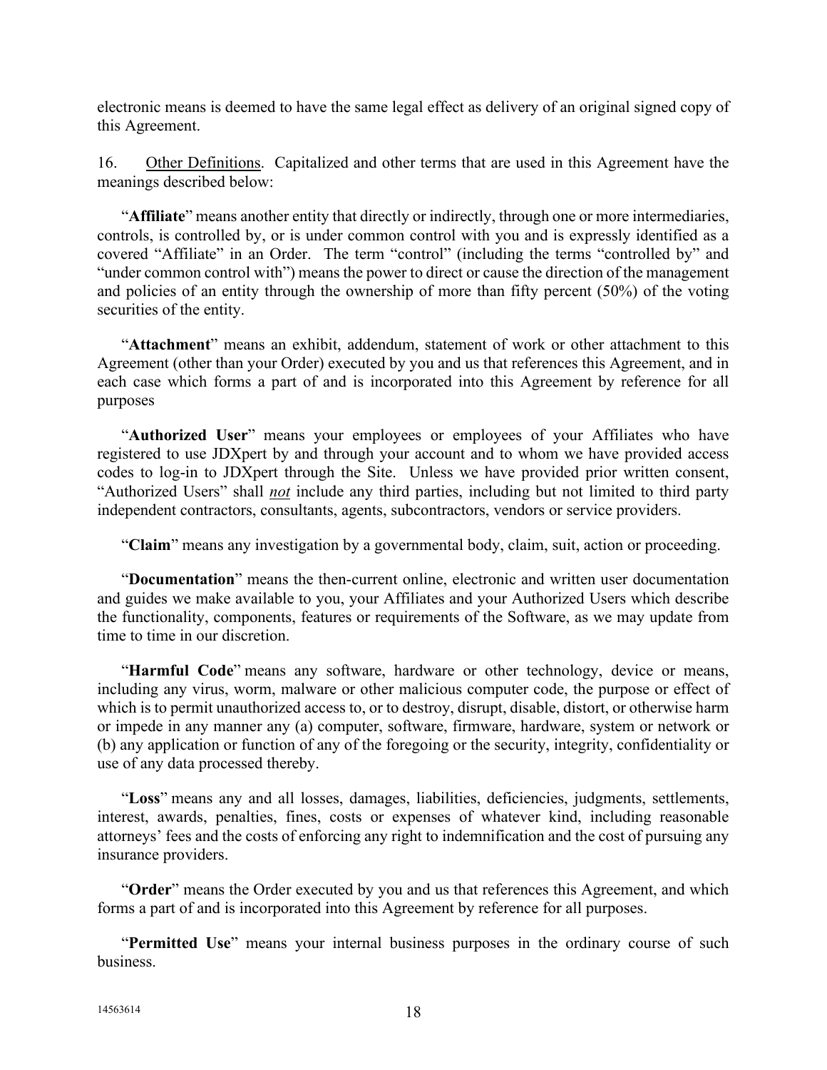electronic means is deemed to have the same legal effect as delivery of an original signed copy of this Agreement.

16. Other Definitions. Capitalized and other terms that are used in this Agreement have the meanings described below:

"**Affiliate**" means another entity that directly or indirectly, through one or more intermediaries, controls, is controlled by, or is under common control with you and is expressly identified as a covered "Affiliate" in an Order. The term "control" (including the terms "controlled by" and "under common control with") means the power to direct or cause the direction of the management and policies of an entity through the ownership of more than fifty percent (50%) of the voting securities of the entity.

"**Attachment**" means an exhibit, addendum, statement of work or other attachment to this Agreement (other than your Order) executed by you and us that references this Agreement, and in each case which forms a part of and is incorporated into this Agreement by reference for all purposes

"**Authorized User**" means your employees or employees of your Affiliates who have registered to use JDXpert by and through your account and to whom we have provided access codes to log-in to JDXpert through the Site. Unless we have provided prior written consent, "Authorized Users" shall ***not*** include any third parties, including but not limited to third party independent contractors, consultants, agents, subcontractors, vendors or service providers.

"**Claim**" means any investigation by a governmental body, claim, suit, action or proceeding.

"**Documentation**" means the then-current online, electronic and written user documentation and guides we make available to you, your Affiliates and your Authorized Users which describe the functionality, components, features or requirements of the Software, as we may update from time to time in our discretion.

"**Harmful Code**" means any software, hardware or other technology, device or means, including any virus, worm, malware or other malicious computer code, the purpose or effect of which is to permit unauthorized access to, or to destroy, disrupt, disable, distort, or otherwise harm or impede in any manner any (a) computer, software, firmware, hardware, system or network or (b) any application or function of any of the foregoing or the security, integrity, confidentiality or use of any data processed thereby.

"**Loss**" means any and all losses, damages, liabilities, deficiencies, judgments, settlements, interest, awards, penalties, fines, costs or expenses of whatever kind, including reasonable attorneys' fees and the costs of enforcing any right to indemnification and the cost of pursuing any insurance providers.

"**Order**" means the Order executed by you and us that references this Agreement, and which forms a part of and is incorporated into this Agreement by reference for all purposes.

"**Permitted Use**" means your internal business purposes in the ordinary course of such business.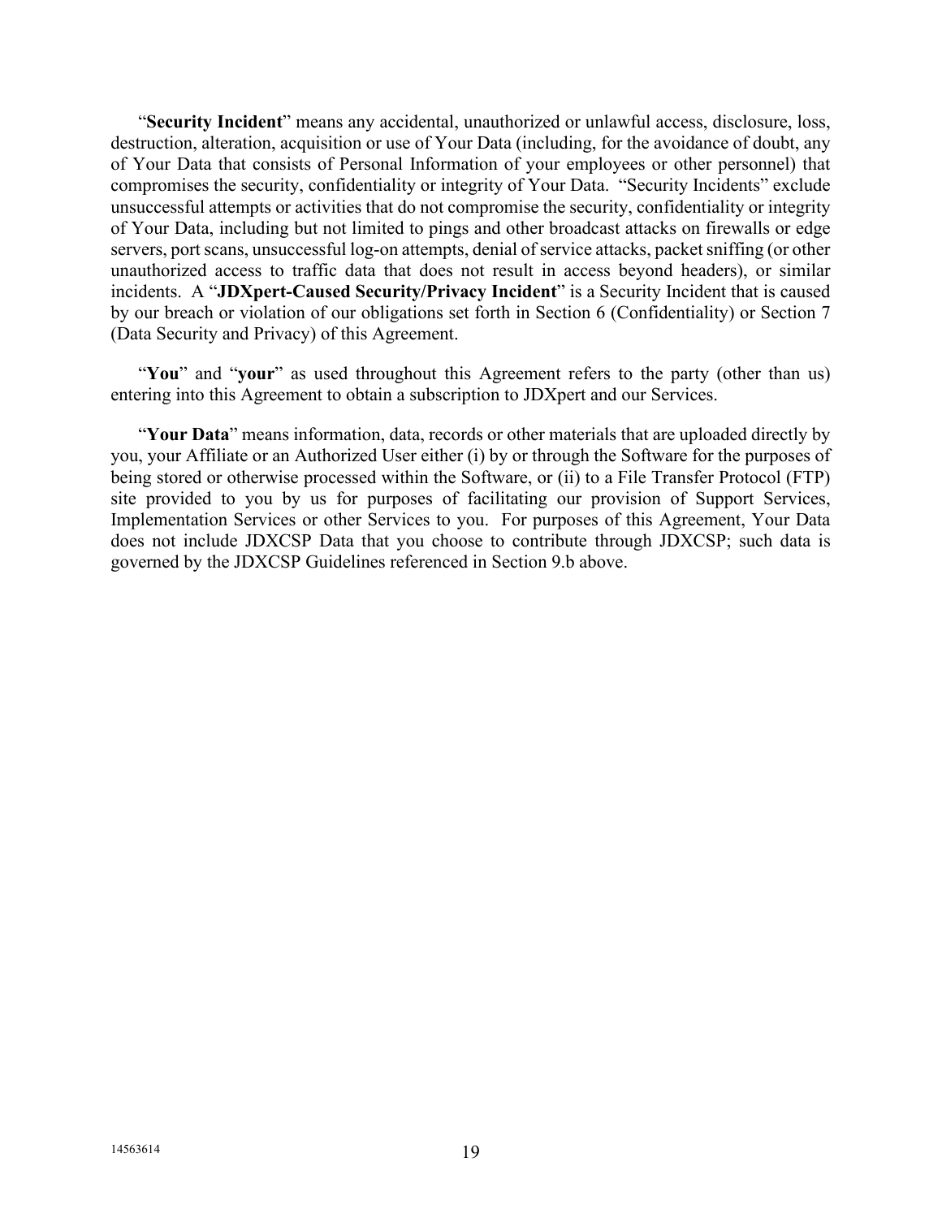"**Security Incident**" means any accidental, unauthorized or unlawful access, disclosure, loss, destruction, alteration, acquisition or use of Your Data (including, for the avoidance of doubt, any of Your Data that consists of Personal Information of your employees or other personnel) that compromises the security, confidentiality or integrity of Your Data. "Security Incidents" exclude unsuccessful attempts or activities that do not compromise the security, confidentiality or integrity of Your Data, including but not limited to pings and other broadcast attacks on firewalls or edge servers, port scans, unsuccessful log-on attempts, denial of service attacks, packet sniffing (or other unauthorized access to traffic data that does not result in access beyond headers), or similar incidents. A "**JDXpert-Caused Security/Privacy Incident**" is a Security Incident that is caused by our breach or violation of our obligations set forth in Section 6 (Confidentiality) or Section 7 (Data Security and Privacy) of this Agreement.

"**You**" and "**your**" as used throughout this Agreement refers to the party (other than us) entering into this Agreement to obtain a subscription to JDXpert and our Services.

"**Your Data**" means information, data, records or other materials that are uploaded directly by you, your Affiliate or an Authorized User either (i) by or through the Software for the purposes of being stored or otherwise processed within the Software, or (ii) to a File Transfer Protocol (FTP) site provided to you by us for purposes of facilitating our provision of Support Services, Implementation Services or other Services to you. For purposes of this Agreement, Your Data does not include JDXCSP Data that you choose to contribute through JDXCSP; such data is governed by the JDXCSP Guidelines referenced in Section 9.b above.